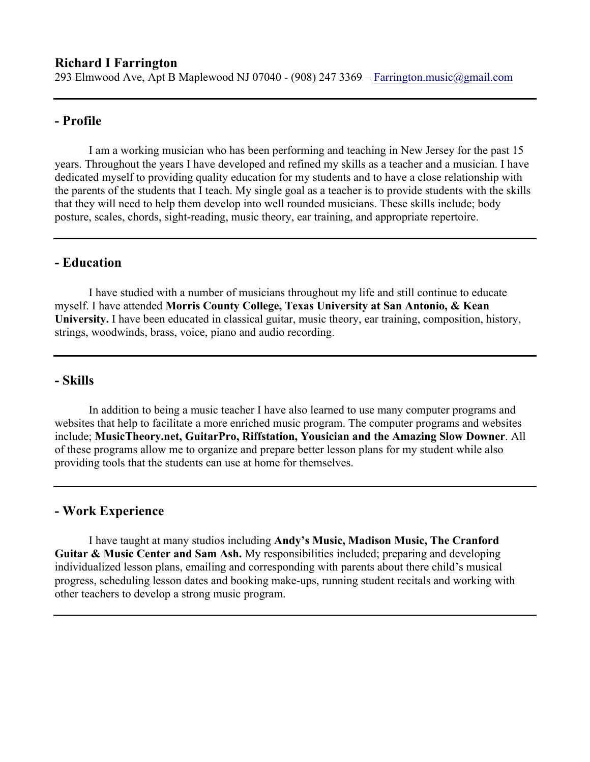# Richard I Farrington

293 Elmwood Ave, Apt B Maplewood NJ 07040 - (908) 247 3369 – Farrington.music@gmail.com

---

## - Profile

I am a working musician who has been performing and teaching in New Jersey for the past 15 years. Throughout the years I have developed and refined my skills as a teacher and a musician. I have dedicated myself to providing quality education for my students and to have a close relationship with the parents of the students that I teach. My single goal as a teacher is to provide students with the skills that they will need to help them develop into well rounded musicians. These skills include; body posture, scales, chords, sight-reading, music theory, ear training, and appropriate repertoire.

---

## - Education

I have studied with a number of musicians throughout my life and still continue to educate myself. I have attended **Morris County College, Texas University at San Antonio, & Kean University.** I have been educated in classical guitar, music theory, ear training, composition, history, strings, woodwinds, brass, voice, piano and audio recording.

---

## - Skills

In addition to being a music teacher I have also learned to use many computer programs and websites that help to facilitate a more enriched music program. The computer programs and websites include; **MusicTheory.net, GuitarPro, Riffstation, Yousician and the Amazing Slow Downer**. All of these programs allow me to organize and prepare better lesson plans for my student while also providing tools that the students can use at home for themselves.

---

## - Work Experience

I have taught at many studios including **Andy's Music, Madison Music, The Cranford Guitar & Music Center and Sam Ash.** My responsibilities included; preparing and developing individualized lesson plans, emailing and corresponding with parents about there child's musical progress, scheduling lesson dates and booking make-ups, running student recitals and working with other teachers to develop a strong music program.

---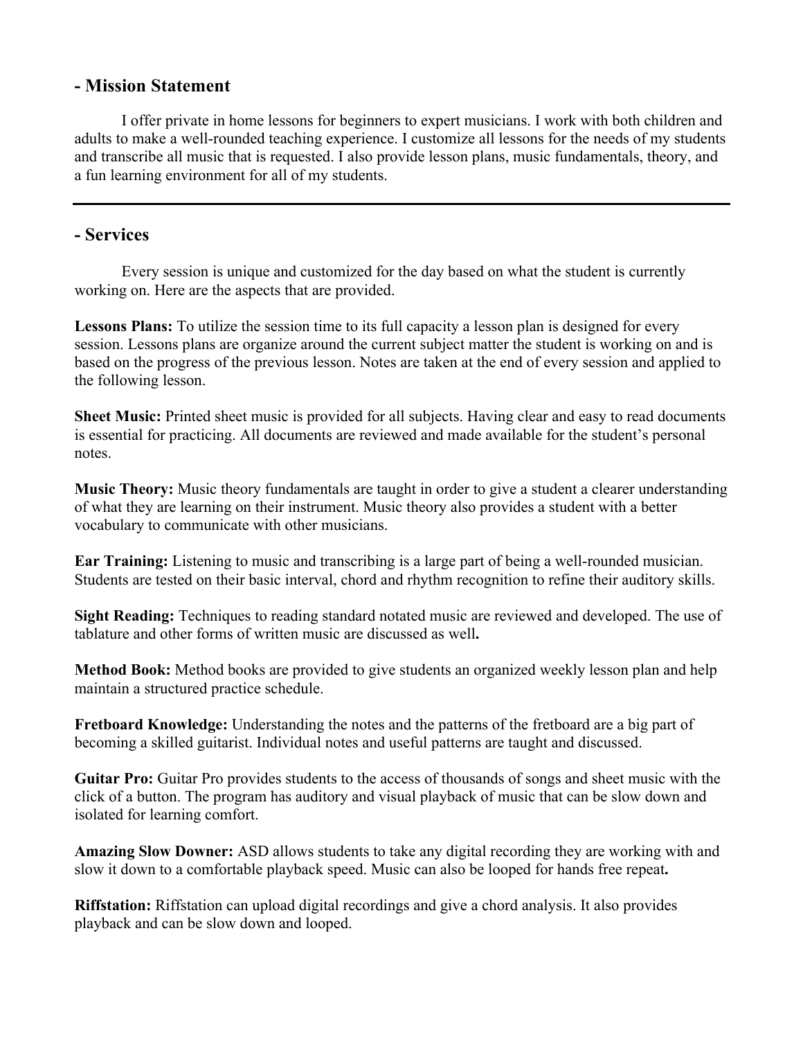## - Mission Statement

I offer private in home lessons for beginners to expert musicians. I work with both children and adults to make a well-rounded teaching experience. I customize all lessons for the needs of my students and transcribe all music that is requested. I also provide lesson plans, music fundamentals, theory, and a fun learning environment for all of my students.

---

## - Services

Every session is unique and customized for the day based on what the student is currently working on. Here are the aspects that are provided.

**Lessons Plans:** To utilize the session time to its full capacity a lesson plan is designed for every session. Lessons plans are organize around the current subject matter the student is working on and is based on the progress of the previous lesson. Notes are taken at the end of every session and applied to the following lesson.

**Sheet Music:** Printed sheet music is provided for all subjects. Having clear and easy to read documents is essential for practicing. All documents are reviewed and made available for the student's personal notes.

**Music Theory:** Music theory fundamentals are taught in order to give a student a clearer understanding of what they are learning on their instrument. Music theory also provides a student with a better vocabulary to communicate with other musicians.

**Ear Training:** Listening to music and transcribing is a large part of being a well-rounded musician. Students are tested on their basic interval, chord and rhythm recognition to refine their auditory skills.

**Sight Reading:** Techniques to reading standard notated music are reviewed and developed. The use of tablature and other forms of written music are discussed as well**.**

**Method Book:** Method books are provided to give students an organized weekly lesson plan and help maintain a structured practice schedule.

**Fretboard Knowledge:** Understanding the notes and the patterns of the fretboard are a big part of becoming a skilled guitarist. Individual notes and useful patterns are taught and discussed.

**Guitar Pro:** Guitar Pro provides students to the access of thousands of songs and sheet music with the click of a button. The program has auditory and visual playback of music that can be slow down and isolated for learning comfort.

**Amazing Slow Downer:** ASD allows students to take any digital recording they are working with and slow it down to a comfortable playback speed. Music can also be looped for hands free repeat**.**

**Riffstation:** Riffstation can upload digital recordings and give a chord analysis. It also provides playback and can be slow down and looped.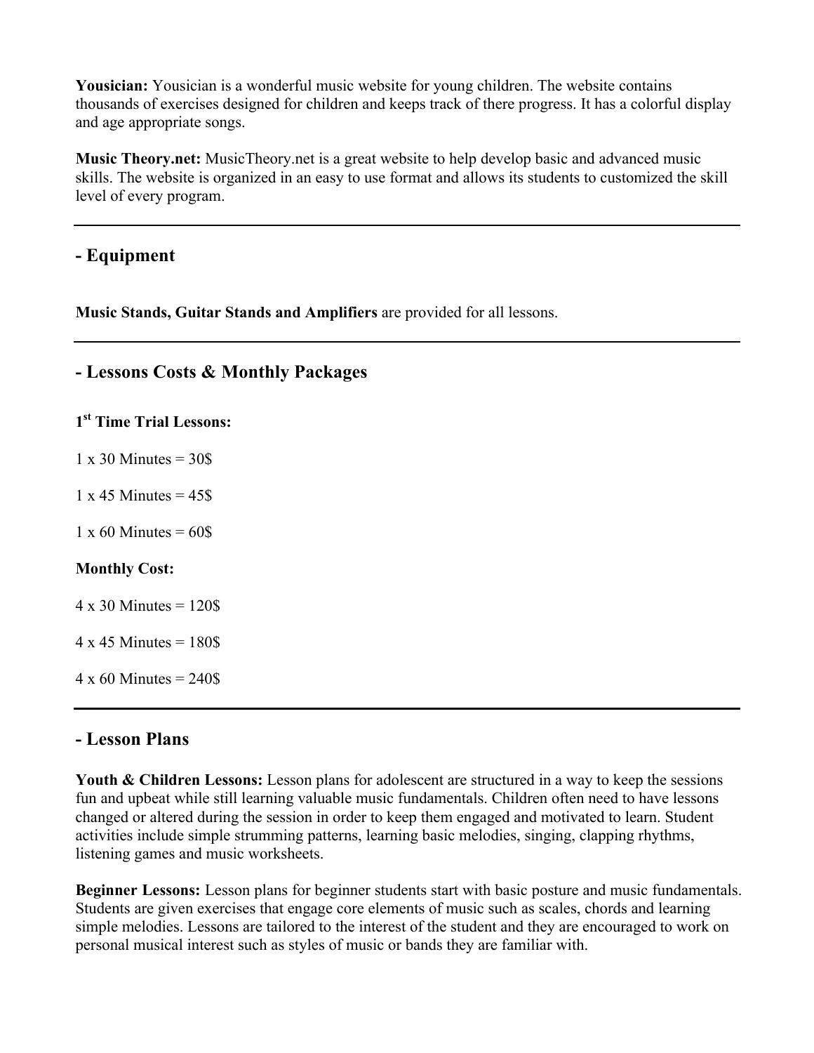**Yousician:** Yousician is a wonderful music website for young children. The website contains thousands of exercises designed for children and keeps track of there progress. It has a colorful display and age appropriate songs.

**Music Theory.net:** MusicTheory.net is a great website to help develop basic and advanced music skills. The website is organized in an easy to use format and allows its students to customized the skill level of every program.

---

## - Equipment

**Music Stands, Guitar Stands and Amplifiers** are provided for all lessons.

---

## - Lessons Costs & Monthly Packages

**1st Time Trial Lessons:**

1 x 30 Minutes = 30$

1 x 45 Minutes = 45$

1 x 60 Minutes = 60$

**Monthly Cost:**

4 x 30 Minutes = 120$

4 x 45 Minutes = 180$

4 x 60 Minutes = 240$

---

## - Lesson Plans

**Youth & Children Lessons:** Lesson plans for adolescent are structured in a way to keep the sessions fun and upbeat while still learning valuable music fundamentals. Children often need to have lessons changed or altered during the session in order to keep them engaged and motivated to learn. Student activities include simple strumming patterns, learning basic melodies, singing, clapping rhythms, listening games and music worksheets.

**Beginner Lessons:** Lesson plans for beginner students start with basic posture and music fundamentals. Students are given exercises that engage core elements of music such as scales, chords and learning simple melodies. Lessons are tailored to the interest of the student and they are encouraged to work on personal musical interest such as styles of music or bands they are familiar with.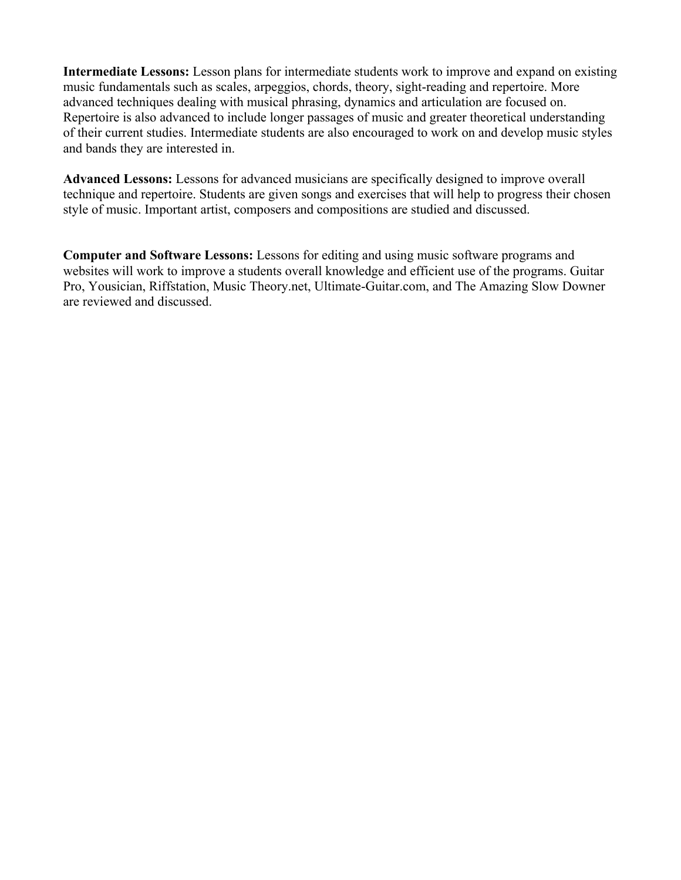**Intermediate Lessons:** Lesson plans for intermediate students work to improve and expand on existing music fundamentals such as scales, arpeggios, chords, theory, sight-reading and repertoire. More advanced techniques dealing with musical phrasing, dynamics and articulation are focused on. Repertoire is also advanced to include longer passages of music and greater theoretical understanding of their current studies. Intermediate students are also encouraged to work on and develop music styles and bands they are interested in.

**Advanced Lessons:** Lessons for advanced musicians are specifically designed to improve overall technique and repertoire. Students are given songs and exercises that will help to progress their chosen style of music. Important artist, composers and compositions are studied and discussed.

**Computer and Software Lessons:** Lessons for editing and using music software programs and websites will work to improve a students overall knowledge and efficient use of the programs. Guitar Pro, Yousician, Riffstation, Music Theory.net, Ultimate-Guitar.com, and The Amazing Slow Downer are reviewed and discussed.